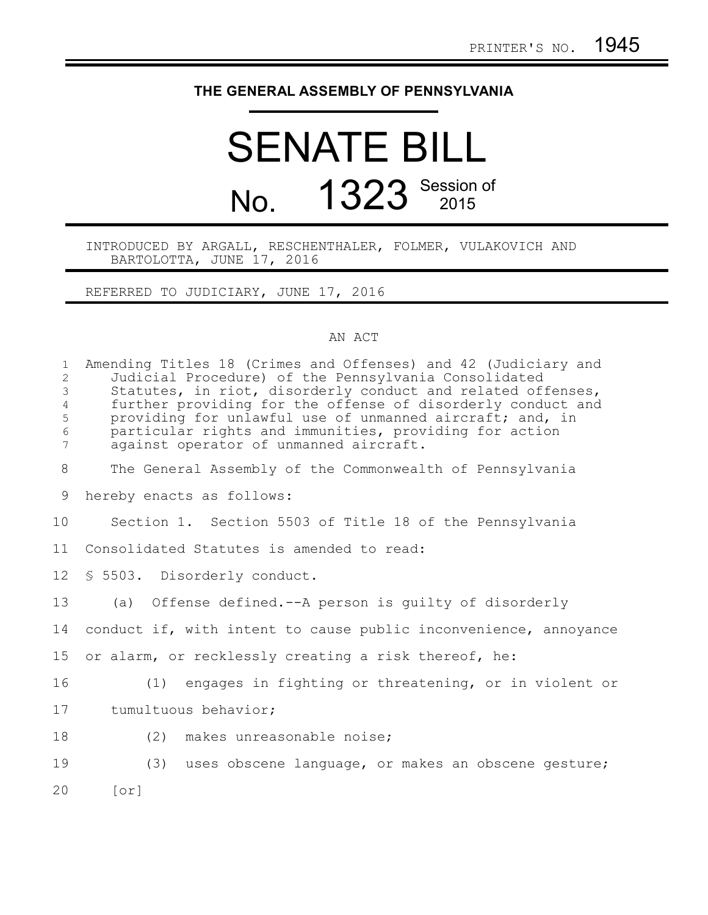PRINTER'S NO. 1945

THE GENERAL ASSEMBLY OF PENNSYLVANIA

# SENATE BILL

## No. 1323 Session of 2015

INTRODUCED BY ARGALL, RESCHENTHALER, FOLMER, VULAKOVICH AND BARTOLOTTA, JUNE 17, 2016

REFERRED TO JUDICIARY, JUNE 17, 2016

AN ACT

Amending Titles 18 (Crimes and Offenses) and 42 (Judiciary and Judicial Procedure) of the Pennsylvania Consolidated Statutes, in riot, disorderly conduct and related offenses, further providing for the offense of disorderly conduct and providing for unlawful use of unmanned aircraft; and, in particular rights and immunities, providing for action against operator of unmanned aircraft.

The General Assembly of the Commonwealth of Pennsylvania hereby enacts as follows:

Section 1. Section 5503 of Title 18 of the Pennsylvania Consolidated Statutes is amended to read:

§ 5503. Disorderly conduct.

(a) Offense defined.--A person is guilty of disorderly conduct if, with intent to cause public inconvenience, annoyance or alarm, or recklessly creating a risk thereof, he:

(1) engages in fighting or threatening, or in violent or tumultuous behavior;

(2) makes unreasonable noise;

(3) uses obscene language, or makes an obscene gesture; [or]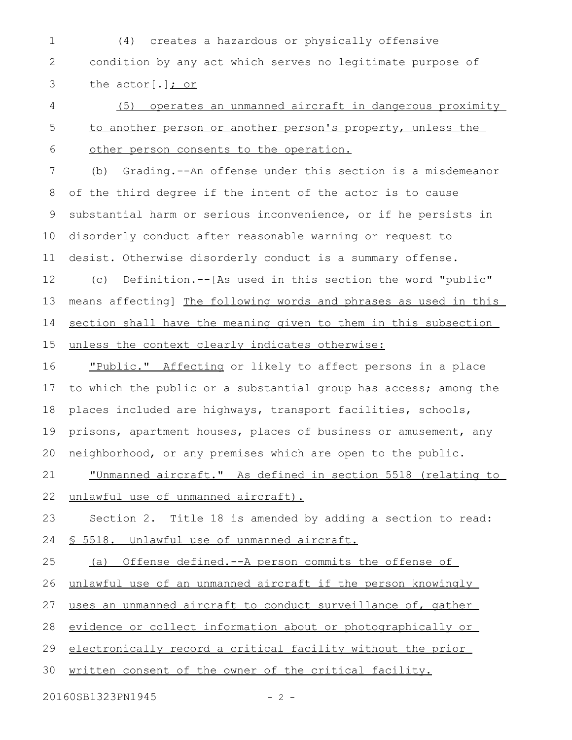(4) creates a hazardous or physically offensive condition by any act which serves no legitimate purpose of the actor[.]; or

(5) operates an unmanned aircraft in dangerous proximity to another person or another person's property, unless the other person consents to the operation.

(b) Grading.--An offense under this section is a misdemeanor of the third degree if the intent of the actor is to cause substantial harm or serious inconvenience, or if he persists in disorderly conduct after reasonable warning or request to desist. Otherwise disorderly conduct is a summary offense.

(c) Definition.--[As used in this section the word "public" means affecting] The following words and phrases as used in this section shall have the meaning given to them in this subsection unless the context clearly indicates otherwise:

"Public." Affecting or likely to affect persons in a place to which the public or a substantial group has access; among the places included are highways, transport facilities, schools, prisons, apartment houses, places of business or amusement, any neighborhood, or any premises which are open to the public.

"Unmanned aircraft." As defined in section 5518 (relating to unlawful use of unmanned aircraft).

Section 2. Title 18 is amended by adding a section to read:

§ 5518. Unlawful use of unmanned aircraft.

(a) Offense defined.--A person commits the offense of unlawful use of an unmanned aircraft if the person knowingly uses an unmanned aircraft to conduct surveillance of, gather evidence or collect information about or photographically or electronically record a critical facility without the prior written consent of the owner of the critical facility.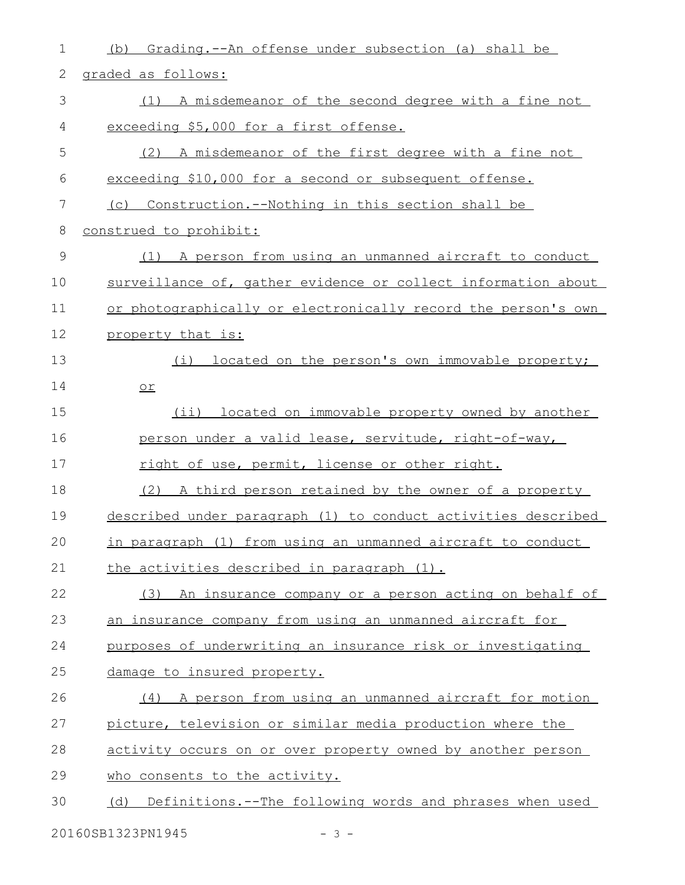(b) Grading.--An offense under subsection (a) shall be graded as follows:

(1) A misdemeanor of the second degree with a fine not exceeding $5,000 for a first offense.

(2) A misdemeanor of the first degree with a fine not exceeding $10,000 for a second or subsequent offense.

(c) Construction.--Nothing in this section shall be construed to prohibit:

(1) A person from using an unmanned aircraft to conduct surveillance of, gather evidence or collect information about or photographically or electronically record the person's own property that is:

(i) located on the person's own immovable property; or

(ii) located on immovable property owned by another person under a valid lease, servitude, right-of-way, right of use, permit, license or other right.

(2) A third person retained by the owner of a property described under paragraph (1) to conduct activities described in paragraph (1) from using an unmanned aircraft to conduct the activities described in paragraph (1).

(3) An insurance company or a person acting on behalf of an insurance company from using an unmanned aircraft for purposes of underwriting an insurance risk or investigating damage to insured property.

(4) A person from using an unmanned aircraft for motion picture, television or similar media production where the activity occurs on or over property owned by another person who consents to the activity.

(d) Definitions.--The following words and phrases when used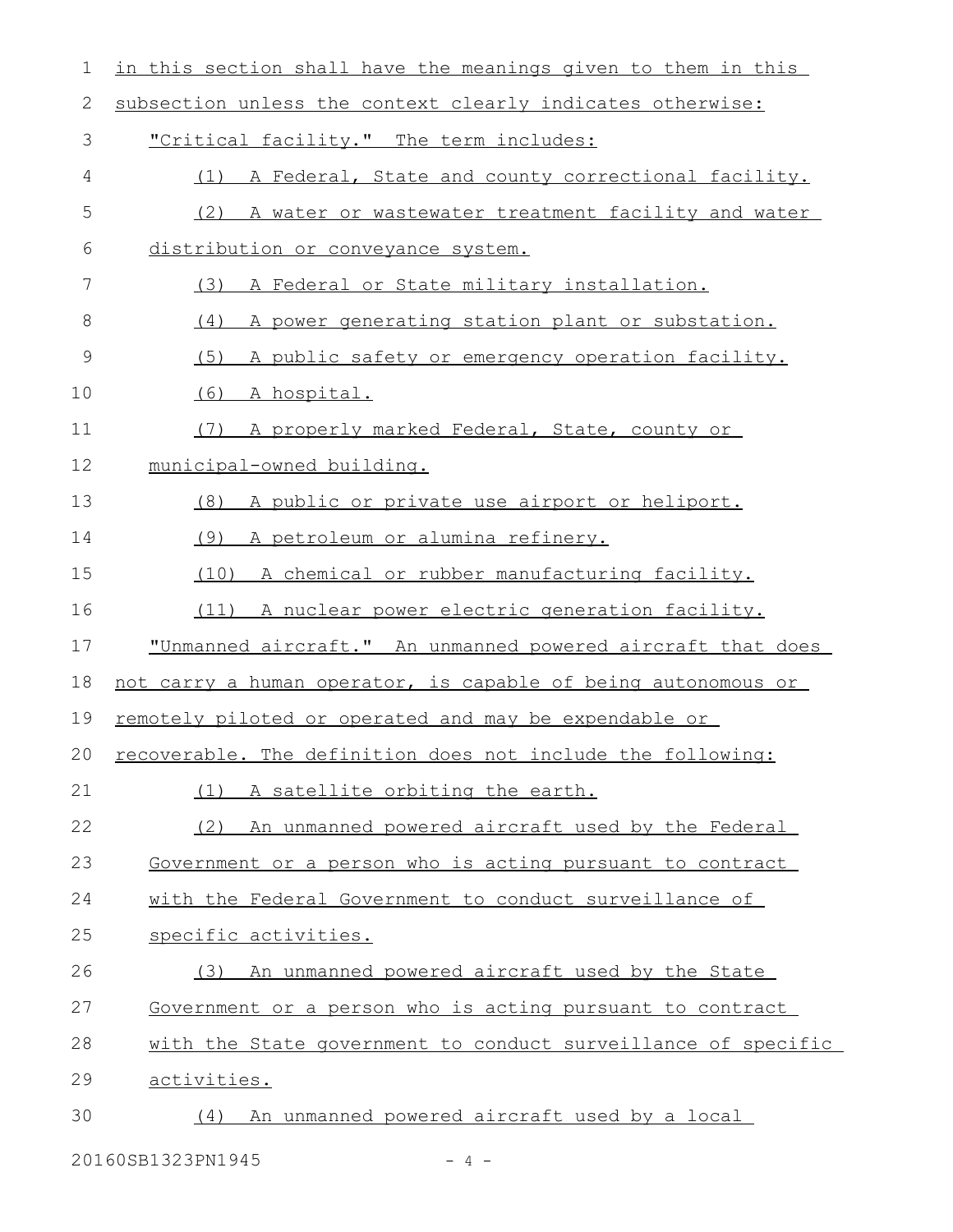in this section shall have the meanings given to them in this subsection unless the context clearly indicates otherwise:

"Critical facility." The term includes:

(1) A Federal, State and county correctional facility.

(2) A water or wastewater treatment facility and water distribution or conveyance system.

(3) A Federal or State military installation.

(4) A power generating station plant or substation.

(5) A public safety or emergency operation facility.

(6) A hospital.

(7) A properly marked Federal, State, county or municipal-owned building.

(8) A public or private use airport or heliport.

(9) A petroleum or alumina refinery.

(10) A chemical or rubber manufacturing facility.

(11) A nuclear power electric generation facility.

"Unmanned aircraft." An unmanned powered aircraft that does not carry a human operator, is capable of being autonomous or remotely piloted or operated and may be expendable or recoverable. The definition does not include the following:

(1) A satellite orbiting the earth.

(2) An unmanned powered aircraft used by the Federal Government or a person who is acting pursuant to contract with the Federal Government to conduct surveillance of specific activities.

(3) An unmanned powered aircraft used by the State Government or a person who is acting pursuant to contract with the State government to conduct surveillance of specific activities.

(4) An unmanned powered aircraft used by a local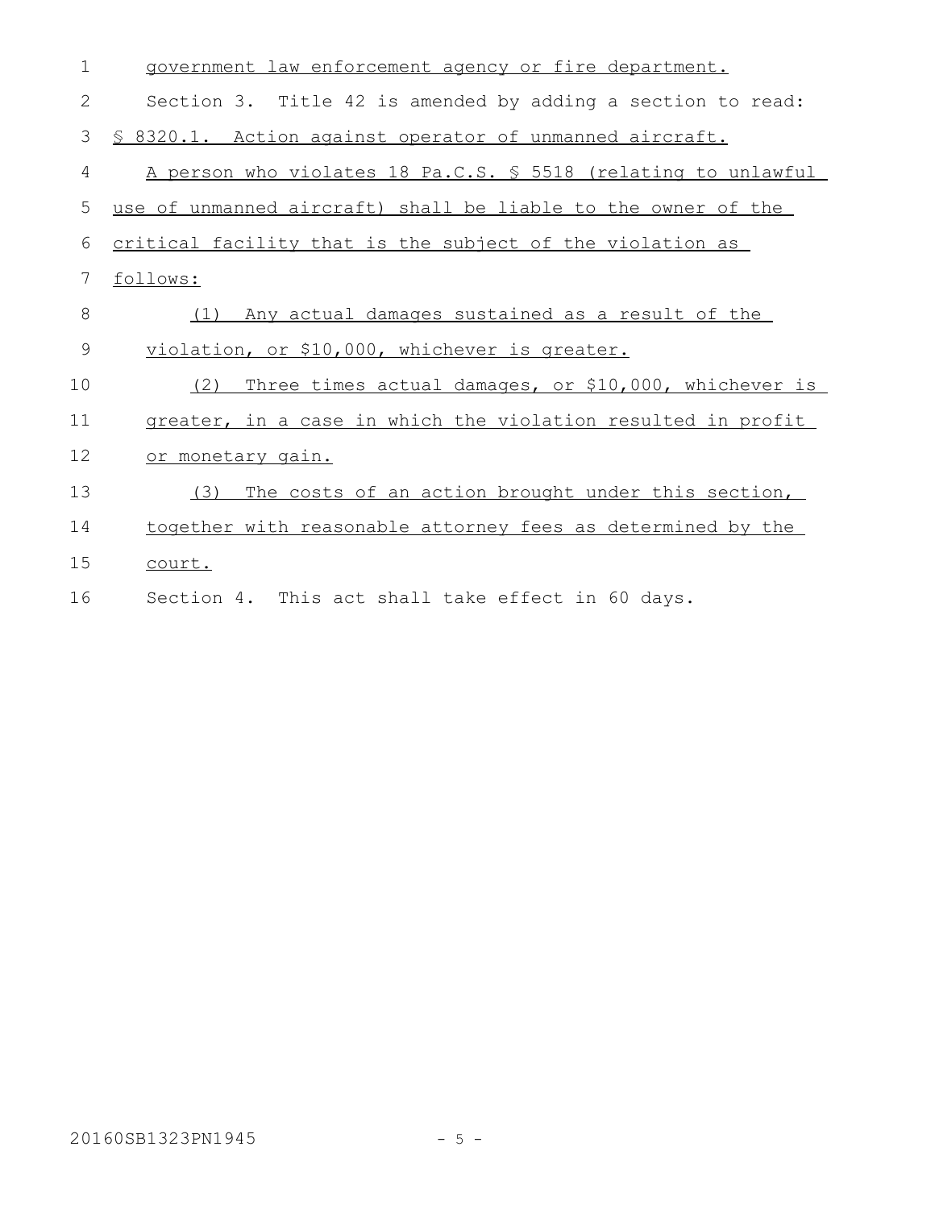government law enforcement agency or fire department.

Section 3. Title 42 is amended by adding a section to read:

§ 8320.1. Action against operator of unmanned aircraft.

A person who violates 18 Pa.C.S. § 5518 (relating to unlawful use of unmanned aircraft) shall be liable to the owner of the critical facility that is the subject of the violation as follows:

(1) Any actual damages sustained as a result of the violation, or $10,000, whichever is greater.

(2) Three times actual damages, or $10,000, whichever is greater, in a case in which the violation resulted in profit or monetary gain.

(3) The costs of an action brought under this section, together with reasonable attorney fees as determined by the court.

Section 4. This act shall take effect in 60 days.